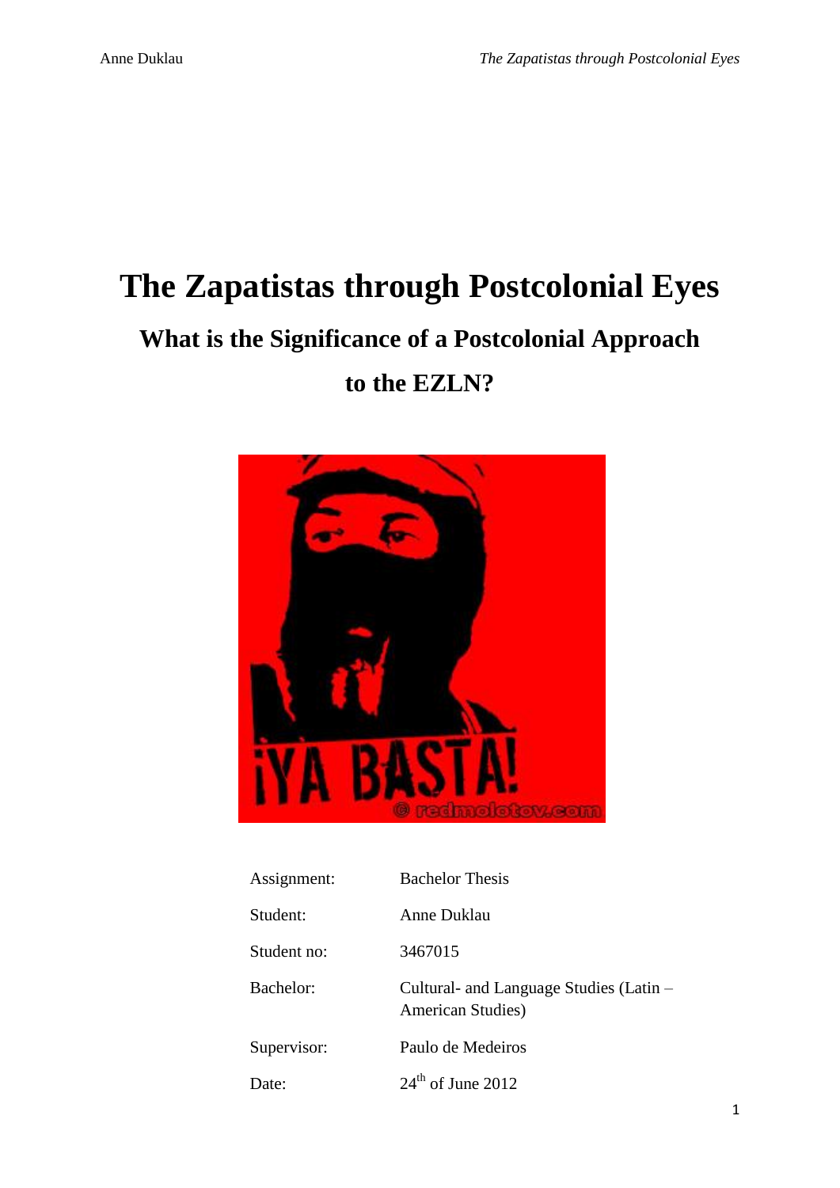# The Zapatistas through Postcolonial Eyes

## What is the Significance of a Postcolonial Approach to the EZLN?

| | |
|---|---|
| Assignment: | Bachelor Thesis |
| Student: | Anne Duklau |
| Student no: | 3467015 |
| Bachelor: | Cultural- and Language Studies (Latin – American Studies) |
| Supervisor: | Paulo de Medeiros |
| Date: | 24th of June 2012 |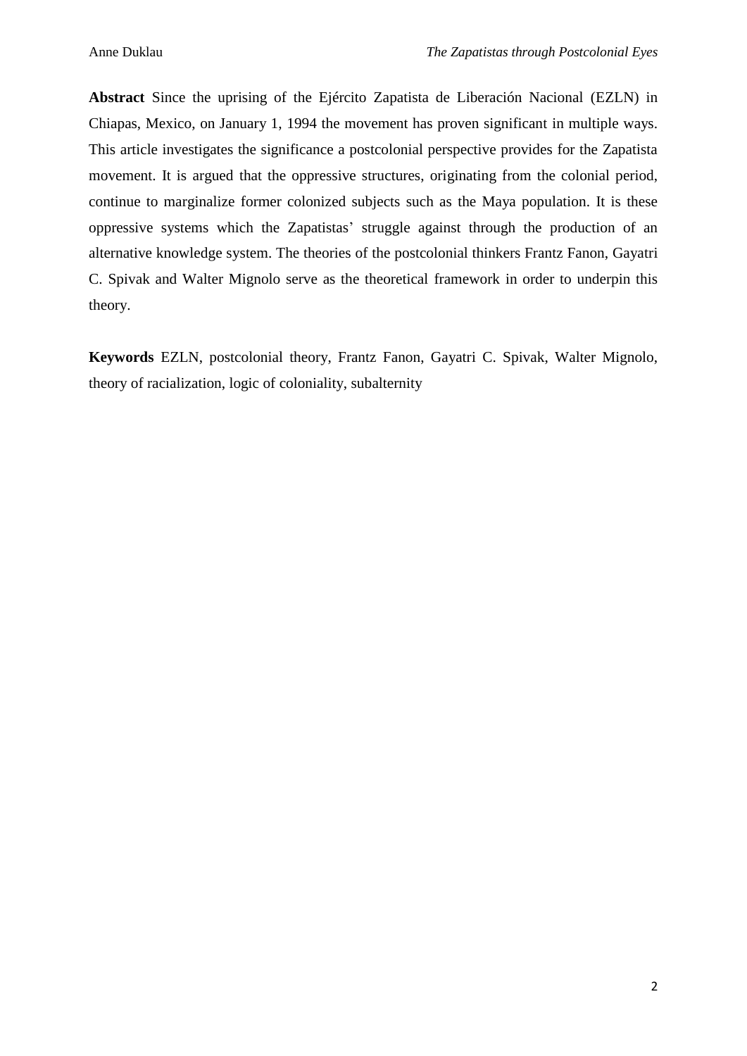**Abstract** Since the uprising of the Ejército Zapatista de Liberación Nacional (EZLN) in Chiapas, Mexico, on January 1, 1994 the movement has proven significant in multiple ways. This article investigates the significance a postcolonial perspective provides for the Zapatista movement. It is argued that the oppressive structures, originating from the colonial period, continue to marginalize former colonized subjects such as the Maya population. It is these oppressive systems which the Zapatistas' struggle against through the production of an alternative knowledge system. The theories of the postcolonial thinkers Frantz Fanon, Gayatri C. Spivak and Walter Mignolo serve as the theoretical framework in order to underpin this theory.

**Keywords** EZLN, postcolonial theory, Frantz Fanon, Gayatri C. Spivak, Walter Mignolo, theory of racialization, logic of coloniality, subalternity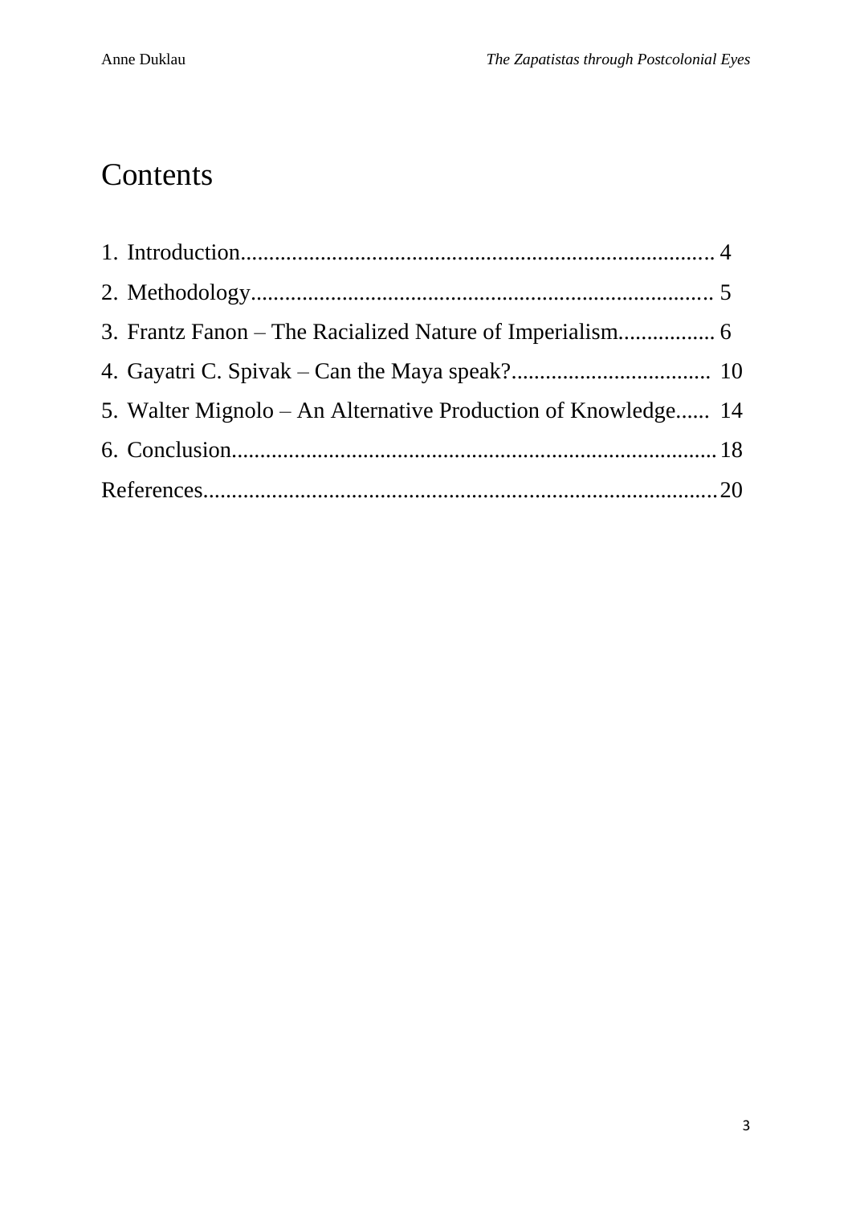# Contents

1. Introduction.................................................................................. 4
2. Methodology................................................................................ 5
3. Frantz Fanon – The Racialized Nature of Imperialism................. 6
4. Gayatri C. Spivak – Can the Maya speak?.................................. 10
5. Walter Mignolo – An Alternative Production of Knowledge...... 14
6. Conclusion.................................................................................. 18

References......................................................................................... 20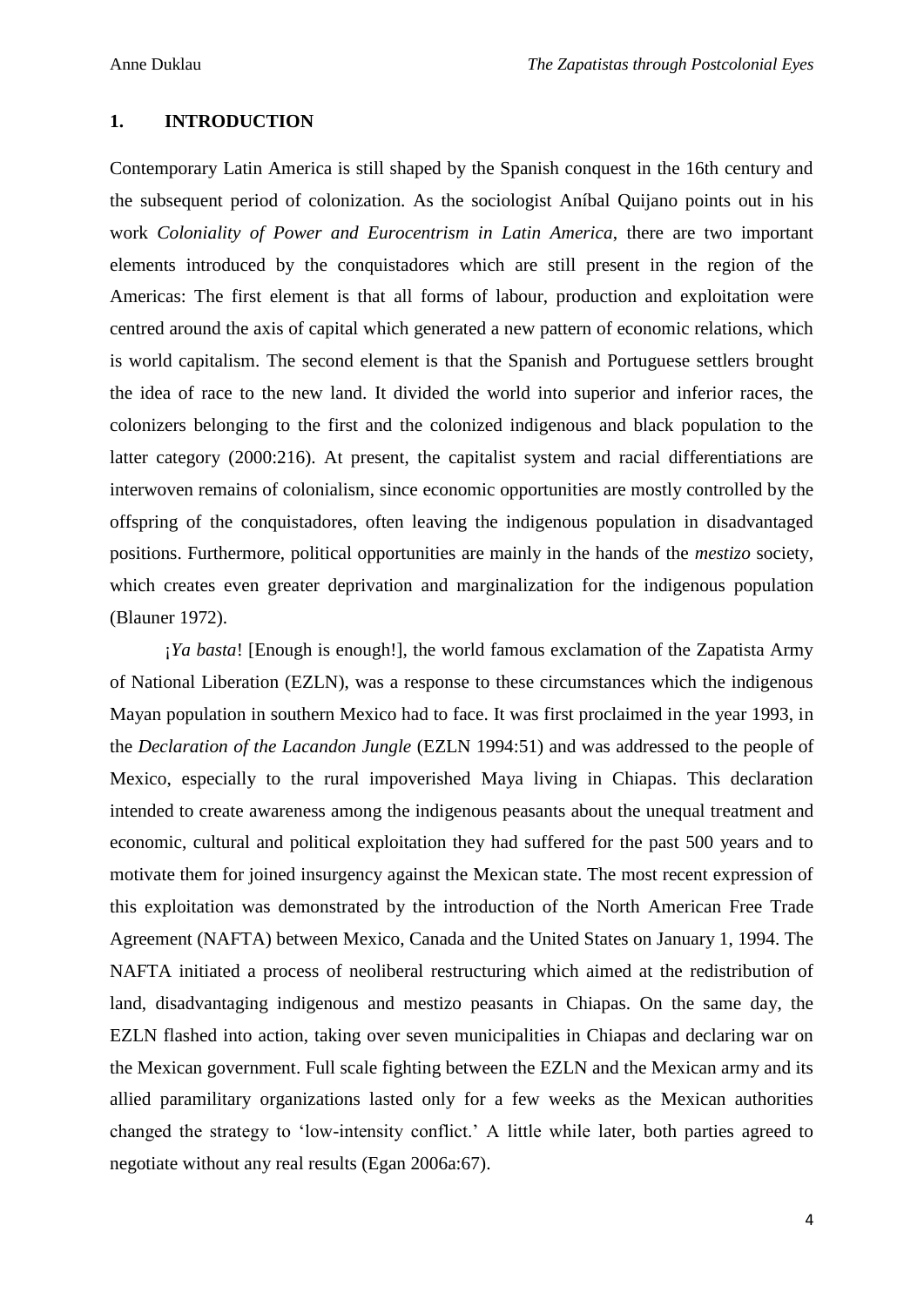## 1. INTRODUCTION

Contemporary Latin America is still shaped by the Spanish conquest in the 16th century and the subsequent period of colonization. As the sociologist Aníbal Quijano points out in his work *Coloniality of Power and Eurocentrism in Latin America*, there are two important elements introduced by the conquistadores which are still present in the region of the Americas: The first element is that all forms of labour, production and exploitation were centred around the axis of capital which generated a new pattern of economic relations, which is world capitalism. The second element is that the Spanish and Portuguese settlers brought the idea of race to the new land. It divided the world into superior and inferior races, the colonizers belonging to the first and the colonized indigenous and black population to the latter category (2000:216). At present, the capitalist system and racial differentiations are interwoven remains of colonialism, since economic opportunities are mostly controlled by the offspring of the conquistadores, often leaving the indigenous population in disadvantaged positions. Furthermore, political opportunities are mainly in the hands of the *mestizo* society, which creates even greater deprivation and marginalization for the indigenous population (Blauner 1972).

¡*Ya basta*! [Enough is enough!], the world famous exclamation of the Zapatista Army of National Liberation (EZLN), was a response to these circumstances which the indigenous Mayan population in southern Mexico had to face. It was first proclaimed in the year 1993, in the *Declaration of the Lacandon Jungle* (EZLN 1994:51) and was addressed to the people of Mexico, especially to the rural impoverished Maya living in Chiapas. This declaration intended to create awareness among the indigenous peasants about the unequal treatment and economic, cultural and political exploitation they had suffered for the past 500 years and to motivate them for joined insurgency against the Mexican state. The most recent expression of this exploitation was demonstrated by the introduction of the North American Free Trade Agreement (NAFTA) between Mexico, Canada and the United States on January 1, 1994. The NAFTA initiated a process of neoliberal restructuring which aimed at the redistribution of land, disadvantaging indigenous and mestizo peasants in Chiapas. On the same day, the EZLN flashed into action, taking over seven municipalities in Chiapas and declaring war on the Mexican government. Full scale fighting between the EZLN and the Mexican army and its allied paramilitary organizations lasted only for a few weeks as the Mexican authorities changed the strategy to 'low-intensity conflict.' A little while later, both parties agreed to negotiate without any real results (Egan 2006a:67).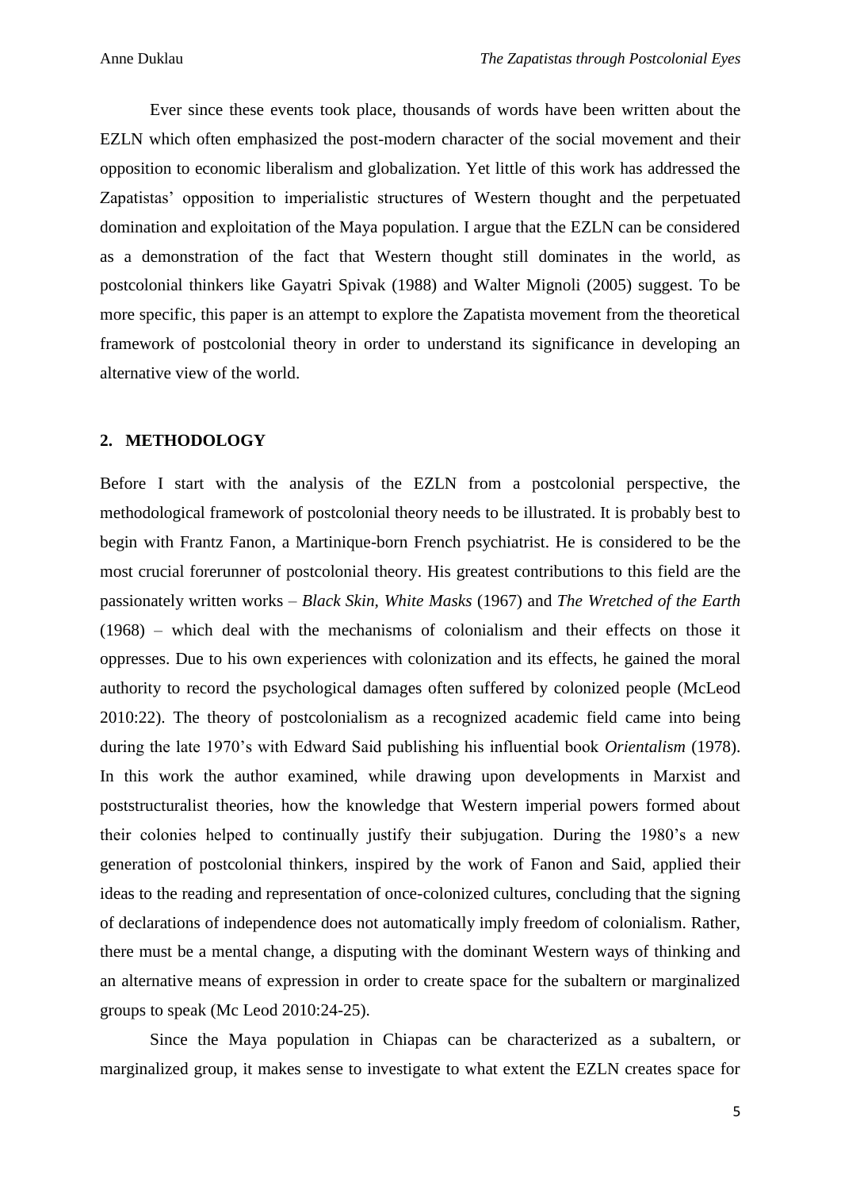Ever since these events took place, thousands of words have been written about the EZLN which often emphasized the post-modern character of the social movement and their opposition to economic liberalism and globalization. Yet little of this work has addressed the Zapatistas' opposition to imperialistic structures of Western thought and the perpetuated domination and exploitation of the Maya population. I argue that the EZLN can be considered as a demonstration of the fact that Western thought still dominates in the world, as postcolonial thinkers like Gayatri Spivak (1988) and Walter Mignoli (2005) suggest. To be more specific, this paper is an attempt to explore the Zapatista movement from the theoretical framework of postcolonial theory in order to understand its significance in developing an alternative view of the world.

## 2. METHODOLOGY

Before I start with the analysis of the EZLN from a postcolonial perspective, the methodological framework of postcolonial theory needs to be illustrated. It is probably best to begin with Frantz Fanon, a Martinique-born French psychiatrist. He is considered to be the most crucial forerunner of postcolonial theory. His greatest contributions to this field are the passionately written works – *Black Skin, White Masks* (1967) and *The Wretched of the Earth* (1968) – which deal with the mechanisms of colonialism and their effects on those it oppresses. Due to his own experiences with colonization and its effects, he gained the moral authority to record the psychological damages often suffered by colonized people (McLeod 2010:22). The theory of postcolonialism as a recognized academic field came into being during the late 1970's with Edward Said publishing his influential book *Orientalism* (1978). In this work the author examined, while drawing upon developments in Marxist and poststructuralist theories, how the knowledge that Western imperial powers formed about their colonies helped to continually justify their subjugation. During the 1980's a new generation of postcolonial thinkers, inspired by the work of Fanon and Said, applied their ideas to the reading and representation of once-colonized cultures, concluding that the signing of declarations of independence does not automatically imply freedom of colonialism. Rather, there must be a mental change, a disputing with the dominant Western ways of thinking and an alternative means of expression in order to create space for the subaltern or marginalized groups to speak (Mc Leod 2010:24-25).

Since the Maya population in Chiapas can be characterized as a subaltern, or marginalized group, it makes sense to investigate to what extent the EZLN creates space for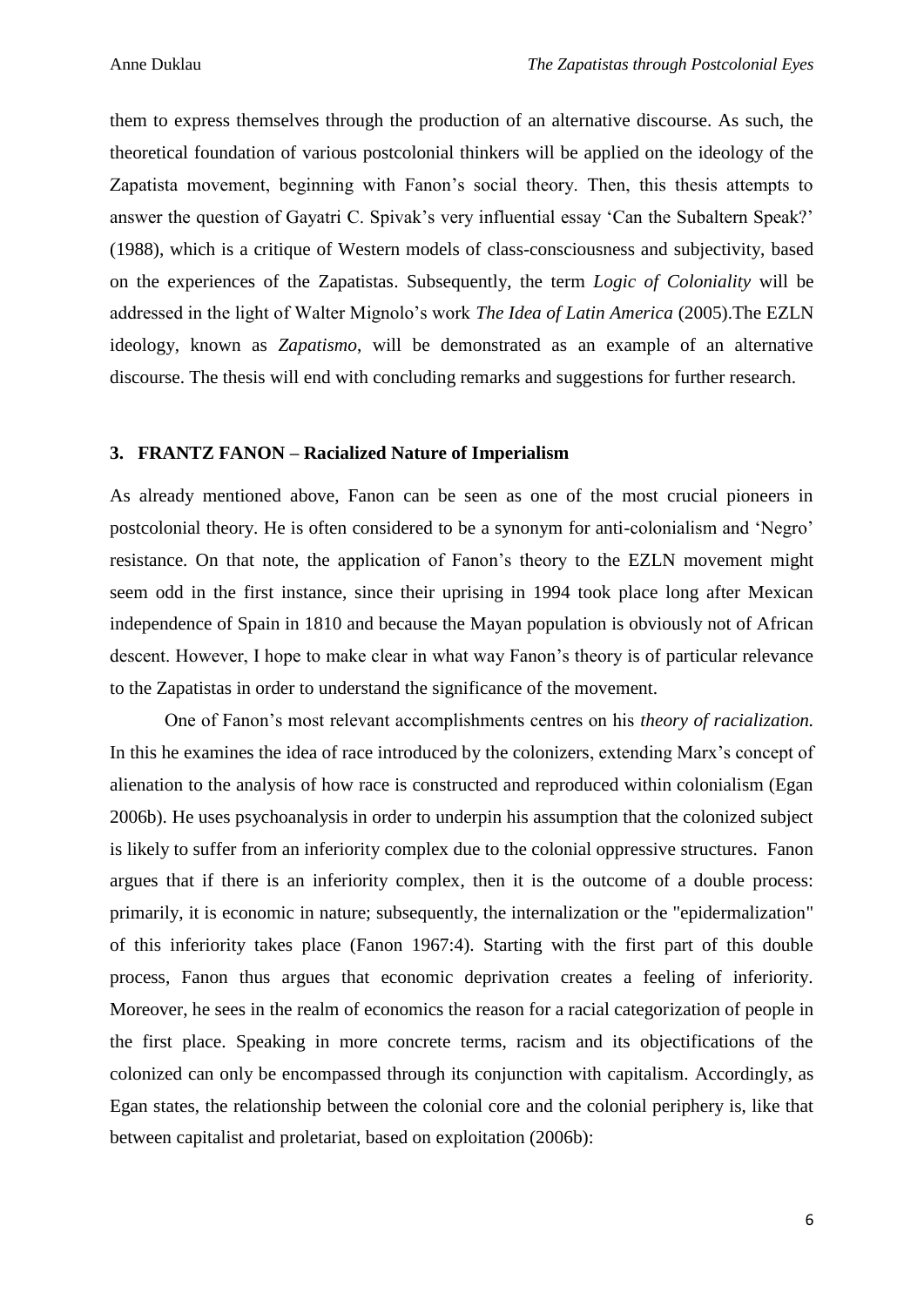them to express themselves through the production of an alternative discourse. As such, the theoretical foundation of various postcolonial thinkers will be applied on the ideology of the Zapatista movement, beginning with Fanon's social theory. Then, this thesis attempts to answer the question of Gayatri C. Spivak's very influential essay 'Can the Subaltern Speak?' (1988), which is a critique of Western models of class-consciousness and subjectivity, based on the experiences of the Zapatistas. Subsequently, the term *Logic of Coloniality* will be addressed in the light of Walter Mignolo's work *The Idea of Latin America* (2005).The EZLN ideology, known as *Zapatismo*, will be demonstrated as an example of an alternative discourse. The thesis will end with concluding remarks and suggestions for further research.

## 3. FRANTZ FANON – Racialized Nature of Imperialism

As already mentioned above, Fanon can be seen as one of the most crucial pioneers in postcolonial theory. He is often considered to be a synonym for anti-colonialism and 'Negro' resistance. On that note, the application of Fanon's theory to the EZLN movement might seem odd in the first instance, since their uprising in 1994 took place long after Mexican independence of Spain in 1810 and because the Mayan population is obviously not of African descent. However, I hope to make clear in what way Fanon's theory is of particular relevance to the Zapatistas in order to understand the significance of the movement.

One of Fanon's most relevant accomplishments centres on his *theory of racialization.* In this he examines the idea of race introduced by the colonizers, extending Marx's concept of alienation to the analysis of how race is constructed and reproduced within colonialism (Egan 2006b). He uses psychoanalysis in order to underpin his assumption that the colonized subject is likely to suffer from an inferiority complex due to the colonial oppressive structures. Fanon argues that if there is an inferiority complex, then it is the outcome of a double process: primarily, it is economic in nature; subsequently, the internalization or the "epidermalization" of this inferiority takes place (Fanon 1967:4). Starting with the first part of this double process, Fanon thus argues that economic deprivation creates a feeling of inferiority. Moreover, he sees in the realm of economics the reason for a racial categorization of people in the first place. Speaking in more concrete terms, racism and its objectifications of the colonized can only be encompassed through its conjunction with capitalism. Accordingly, as Egan states, the relationship between the colonial core and the colonial periphery is, like that between capitalist and proletariat, based on exploitation (2006b):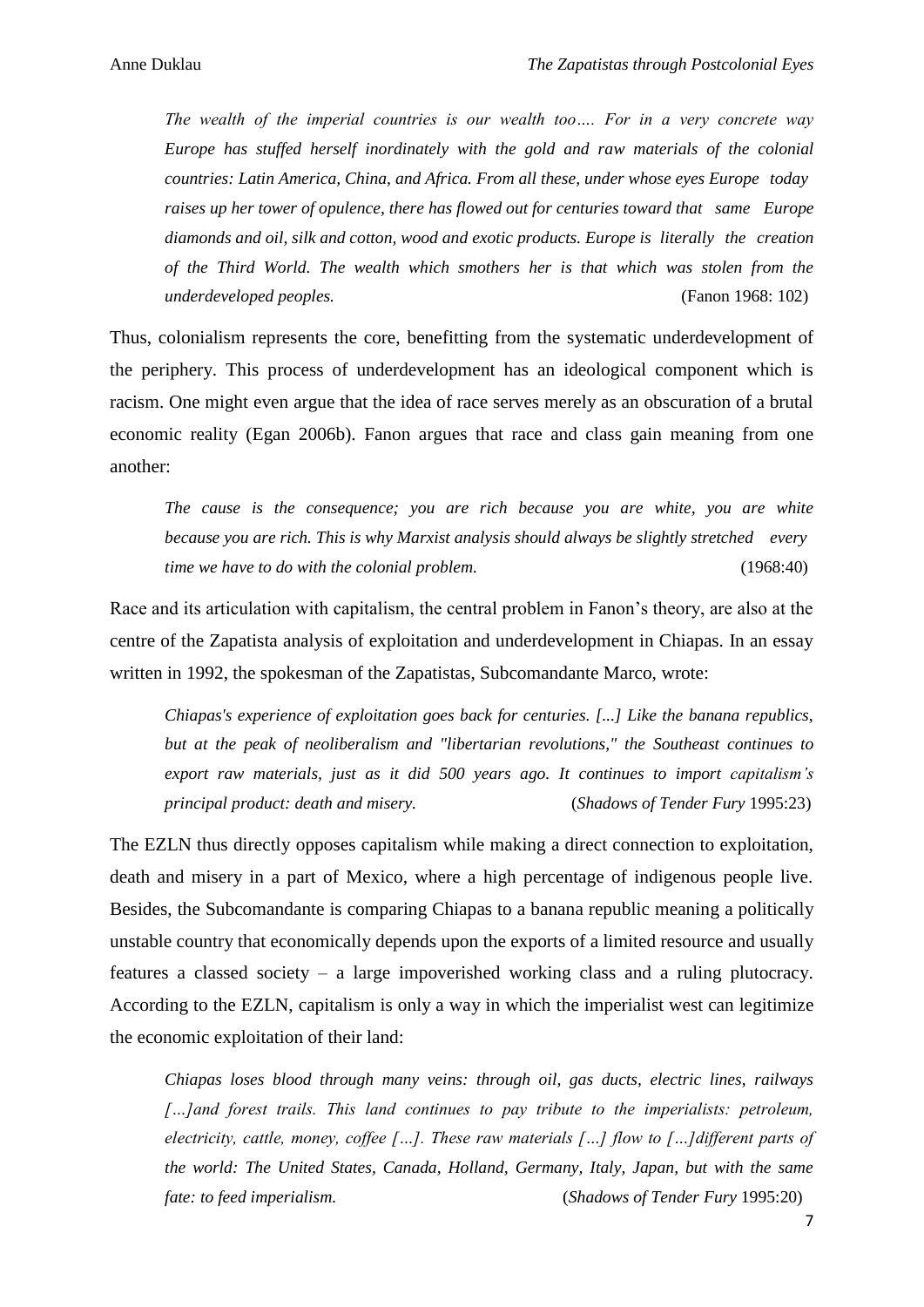> *The wealth of the imperial countries is our wealth too…. For in a very concrete way Europe has stuffed herself inordinately with the gold and raw materials of the colonial countries: Latin America, China, and Africa. From all these, under whose eyes Europe today raises up her tower of opulence, there has flowed out for centuries toward that same Europe diamonds and oil, silk and cotton, wood and exotic products. Europe is literally the creation of the Third World. The wealth which smothers her is that which was stolen from the underdeveloped peoples.* (Fanon 1968: 102)

Thus, colonialism represents the core, benefitting from the systematic underdevelopment of the periphery. This process of underdevelopment has an ideological component which is racism. One might even argue that the idea of race serves merely as an obscuration of a brutal economic reality (Egan 2006b). Fanon argues that race and class gain meaning from one another:

> *The cause is the consequence; you are rich because you are white, you are white because you are rich. This is why Marxist analysis should always be slightly stretched every time we have to do with the colonial problem.* (1968:40)

Race and its articulation with capitalism, the central problem in Fanon's theory, are also at the centre of the Zapatista analysis of exploitation and underdevelopment in Chiapas. In an essay written in 1992, the spokesman of the Zapatistas, Subcomandante Marco, wrote:

> *Chiapas's experience of exploitation goes back for centuries. [...] Like the banana republics, but at the peak of neoliberalism and "libertarian revolutions," the Southeast continues to export raw materials, just as it did 500 years ago. It continues to import capitalism's principal product: death and misery.* (*Shadows of Tender Fury* 1995:23)

The EZLN thus directly opposes capitalism while making a direct connection to exploitation, death and misery in a part of Mexico, where a high percentage of indigenous people live. Besides, the Subcomandante is comparing Chiapas to a banana republic meaning a politically unstable country that economically depends upon the exports of a limited resource and usually features a classed society – a large impoverished working class and a ruling plutocracy. According to the EZLN, capitalism is only a way in which the imperialist west can legitimize the economic exploitation of their land:

> *Chiapas loses blood through many veins: through oil, gas ducts, electric lines, railways […]and forest trails. This land continues to pay tribute to the imperialists: petroleum, electricity, cattle, money, coffee […]. These raw materials […] flow to […]different parts of the world: The United States, Canada, Holland, Germany, Italy, Japan, but with the same fate: to feed imperialism.* (*Shadows of Tender Fury* 1995:20)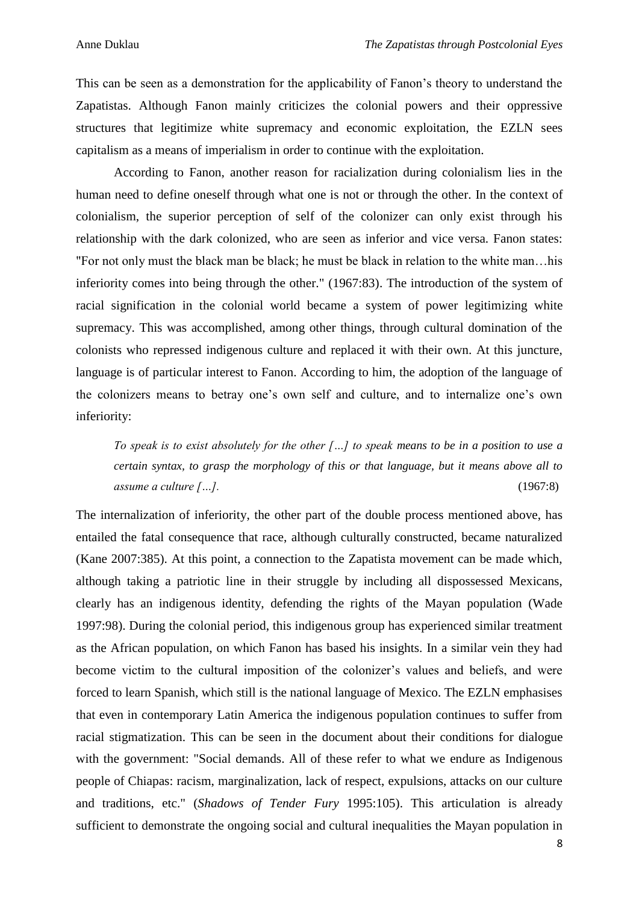This can be seen as a demonstration for the applicability of Fanon's theory to understand the Zapatistas. Although Fanon mainly criticizes the colonial powers and their oppressive structures that legitimize white supremacy and economic exploitation, the EZLN sees capitalism as a means of imperialism in order to continue with the exploitation.

According to Fanon, another reason for racialization during colonialism lies in the human need to define oneself through what one is not or through the other. In the context of colonialism, the superior perception of self of the colonizer can only exist through his relationship with the dark colonized, who are seen as inferior and vice versa. Fanon states: "For not only must the black man be black; he must be black in relation to the white man…his inferiority comes into being through the other." (1967:83). The introduction of the system of racial signification in the colonial world became a system of power legitimizing white supremacy. This was accomplished, among other things, through cultural domination of the colonists who repressed indigenous culture and replaced it with their own. At this juncture, language is of particular interest to Fanon. According to him, the adoption of the language of the colonizers means to betray one's own self and culture, and to internalize one's own inferiority:

> *To speak is to exist absolutely for the other […] to speak means to be in a position to use a certain syntax, to grasp the morphology of this or that language, but it means above all to assume a culture […].* (1967:8)

The internalization of inferiority, the other part of the double process mentioned above, has entailed the fatal consequence that race, although culturally constructed, became naturalized (Kane 2007:385). At this point, a connection to the Zapatista movement can be made which, although taking a patriotic line in their struggle by including all dispossessed Mexicans, clearly has an indigenous identity, defending the rights of the Mayan population (Wade 1997:98). During the colonial period, this indigenous group has experienced similar treatment as the African population, on which Fanon has based his insights. In a similar vein they had become victim to the cultural imposition of the colonizer's values and beliefs, and were forced to learn Spanish, which still is the national language of Mexico. The EZLN emphasises that even in contemporary Latin America the indigenous population continues to suffer from racial stigmatization. This can be seen in the document about their conditions for dialogue with the government: "Social demands. All of these refer to what we endure as Indigenous people of Chiapas: racism, marginalization, lack of respect, expulsions, attacks on our culture and traditions, etc." (*Shadows of Tender Fury* 1995:105). This articulation is already sufficient to demonstrate the ongoing social and cultural inequalities the Mayan population in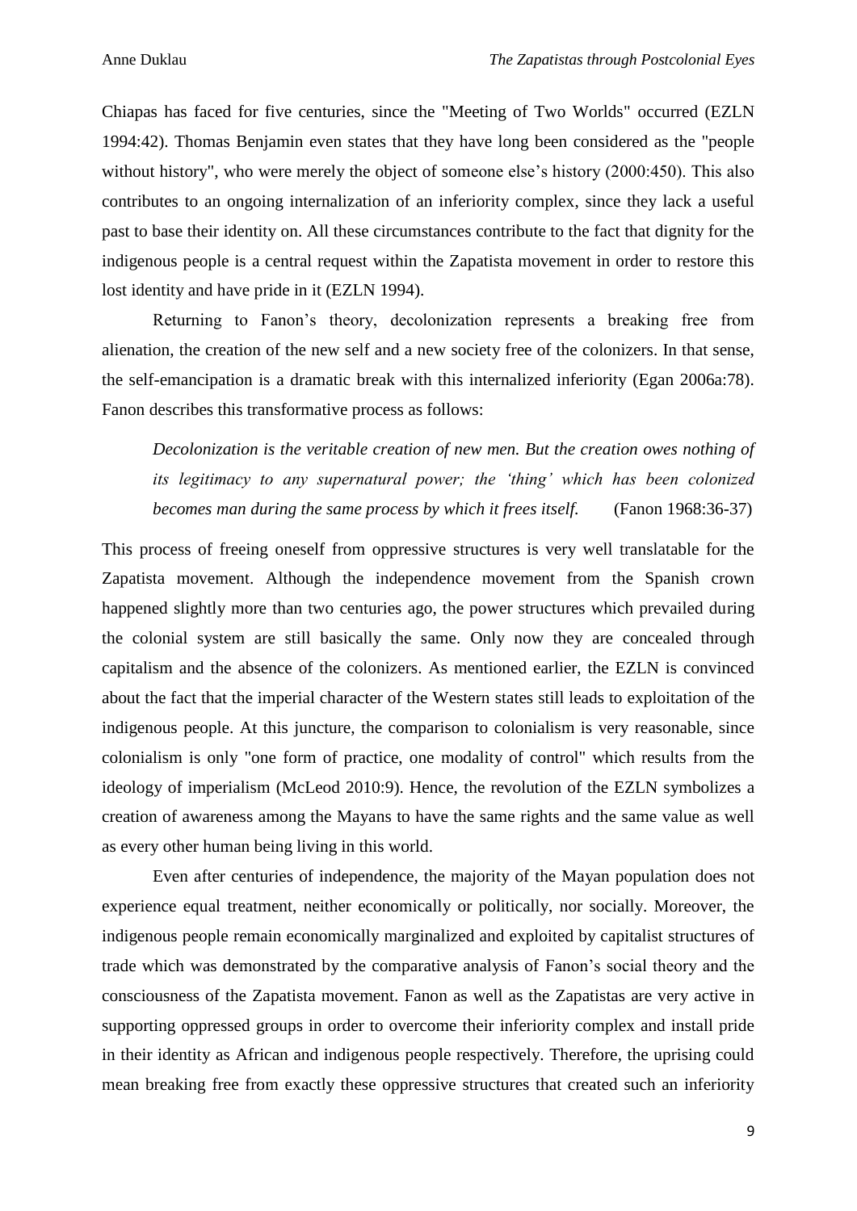Chiapas has faced for five centuries, since the "Meeting of Two Worlds" occurred (EZLN 1994:42). Thomas Benjamin even states that they have long been considered as the "people without history", who were merely the object of someone else's history (2000:450). This also contributes to an ongoing internalization of an inferiority complex, since they lack a useful past to base their identity on. All these circumstances contribute to the fact that dignity for the indigenous people is a central request within the Zapatista movement in order to restore this lost identity and have pride in it (EZLN 1994).

Returning to Fanon's theory, decolonization represents a breaking free from alienation, the creation of the new self and a new society free of the colonizers. In that sense, the self-emancipation is a dramatic break with this internalized inferiority (Egan 2006a:78). Fanon describes this transformative process as follows:

> *Decolonization is the veritable creation of new men. But the creation owes nothing of its legitimacy to any supernatural power; the 'thing' which has been colonized becomes man during the same process by which it frees itself.* (Fanon 1968:36-37)

This process of freeing oneself from oppressive structures is very well translatable for the Zapatista movement. Although the independence movement from the Spanish crown happened slightly more than two centuries ago, the power structures which prevailed during the colonial system are still basically the same. Only now they are concealed through capitalism and the absence of the colonizers. As mentioned earlier, the EZLN is convinced about the fact that the imperial character of the Western states still leads to exploitation of the indigenous people. At this juncture, the comparison to colonialism is very reasonable, since colonialism is only "one form of practice, one modality of control" which results from the ideology of imperialism (McLeod 2010:9). Hence, the revolution of the EZLN symbolizes a creation of awareness among the Mayans to have the same rights and the same value as well as every other human being living in this world.

Even after centuries of independence, the majority of the Mayan population does not experience equal treatment, neither economically or politically, nor socially. Moreover, the indigenous people remain economically marginalized and exploited by capitalist structures of trade which was demonstrated by the comparative analysis of Fanon's social theory and the consciousness of the Zapatista movement. Fanon as well as the Zapatistas are very active in supporting oppressed groups in order to overcome their inferiority complex and install pride in their identity as African and indigenous people respectively. Therefore, the uprising could mean breaking free from exactly these oppressive structures that created such an inferiority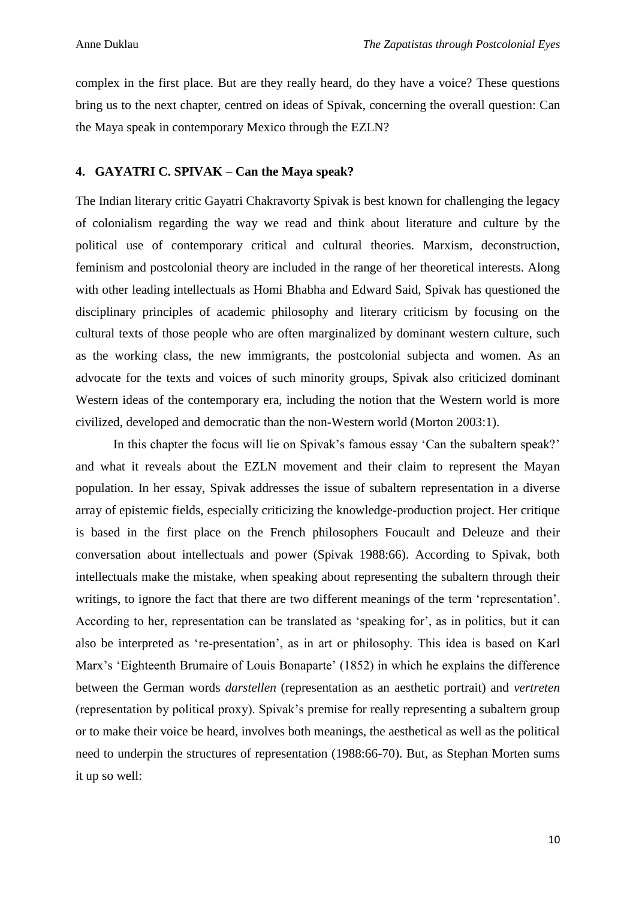complex in the first place. But are they really heard, do they have a voice? These questions bring us to the next chapter, centred on ideas of Spivak, concerning the overall question: Can the Maya speak in contemporary Mexico through the EZLN?

## 4. GAYATRI C. SPIVAK – Can the Maya speak?

The Indian literary critic Gayatri Chakravorty Spivak is best known for challenging the legacy of colonialism regarding the way we read and think about literature and culture by the political use of contemporary critical and cultural theories. Marxism, deconstruction, feminism and postcolonial theory are included in the range of her theoretical interests. Along with other leading intellectuals as Homi Bhabha and Edward Said, Spivak has questioned the disciplinary principles of academic philosophy and literary criticism by focusing on the cultural texts of those people who are often marginalized by dominant western culture, such as the working class, the new immigrants, the postcolonial subjecta and women. As an advocate for the texts and voices of such minority groups, Spivak also criticized dominant Western ideas of the contemporary era, including the notion that the Western world is more civilized, developed and democratic than the non-Western world (Morton 2003:1).

In this chapter the focus will lie on Spivak's famous essay 'Can the subaltern speak?' and what it reveals about the EZLN movement and their claim to represent the Mayan population. In her essay, Spivak addresses the issue of subaltern representation in a diverse array of epistemic fields, especially criticizing the knowledge-production project. Her critique is based in the first place on the French philosophers Foucault and Deleuze and their conversation about intellectuals and power (Spivak 1988:66). According to Spivak, both intellectuals make the mistake, when speaking about representing the subaltern through their writings, to ignore the fact that there are two different meanings of the term 'representation'. According to her, representation can be translated as 'speaking for', as in politics, but it can also be interpreted as 're-presentation', as in art or philosophy. This idea is based on Karl Marx's 'Eighteenth Brumaire of Louis Bonaparte' (1852) in which he explains the difference between the German words *darstellen* (representation as an aesthetic portrait) and *vertreten* (representation by political proxy). Spivak's premise for really representing a subaltern group or to make their voice be heard, involves both meanings, the aesthetical as well as the political need to underpin the structures of representation (1988:66-70). But, as Stephan Morten sums it up so well: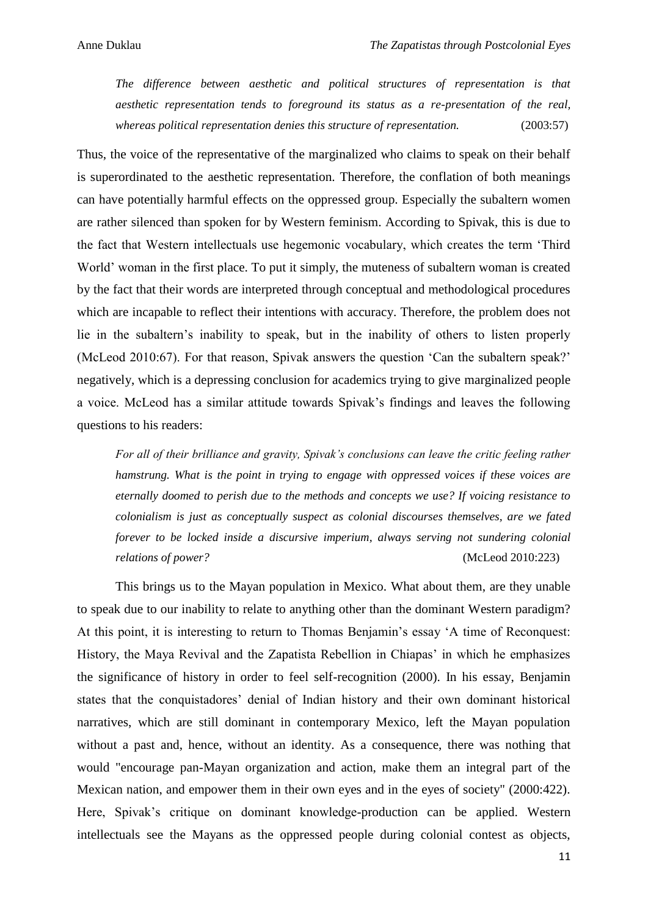> *The difference between aesthetic and political structures of representation is that aesthetic representation tends to foreground its status as a re-presentation of the real, whereas political representation denies this structure of representation.* (2003:57)

Thus, the voice of the representative of the marginalized who claims to speak on their behalf is superordinated to the aesthetic representation. Therefore, the conflation of both meanings can have potentially harmful effects on the oppressed group. Especially the subaltern women are rather silenced than spoken for by Western feminism. According to Spivak, this is due to the fact that Western intellectuals use hegemonic vocabulary, which creates the term 'Third World' woman in the first place. To put it simply, the muteness of subaltern woman is created by the fact that their words are interpreted through conceptual and methodological procedures which are incapable to reflect their intentions with accuracy. Therefore, the problem does not lie in the subaltern's inability to speak, but in the inability of others to listen properly (McLeod 2010:67). For that reason, Spivak answers the question 'Can the subaltern speak?' negatively, which is a depressing conclusion for academics trying to give marginalized people a voice. McLeod has a similar attitude towards Spivak's findings and leaves the following questions to his readers:

> *For all of their brilliance and gravity, Spivak's conclusions can leave the critic feeling rather hamstrung. What is the point in trying to engage with oppressed voices if these voices are eternally doomed to perish due to the methods and concepts we use? If voicing resistance to colonialism is just as conceptually suspect as colonial discourses themselves, are we fated forever to be locked inside a discursive imperium, always serving not sundering colonial relations of power?* (McLeod 2010:223)

This brings us to the Mayan population in Mexico. What about them, are they unable to speak due to our inability to relate to anything other than the dominant Western paradigm? At this point, it is interesting to return to Thomas Benjamin's essay 'A time of Reconquest: History, the Maya Revival and the Zapatista Rebellion in Chiapas' in which he emphasizes the significance of history in order to feel self-recognition (2000). In his essay, Benjamin states that the conquistadores' denial of Indian history and their own dominant historical narratives, which are still dominant in contemporary Mexico, left the Mayan population without a past and, hence, without an identity. As a consequence, there was nothing that would "encourage pan-Mayan organization and action, make them an integral part of the Mexican nation, and empower them in their own eyes and in the eyes of society" (2000:422). Here, Spivak's critique on dominant knowledge-production can be applied. Western intellectuals see the Mayans as the oppressed people during colonial contest as objects,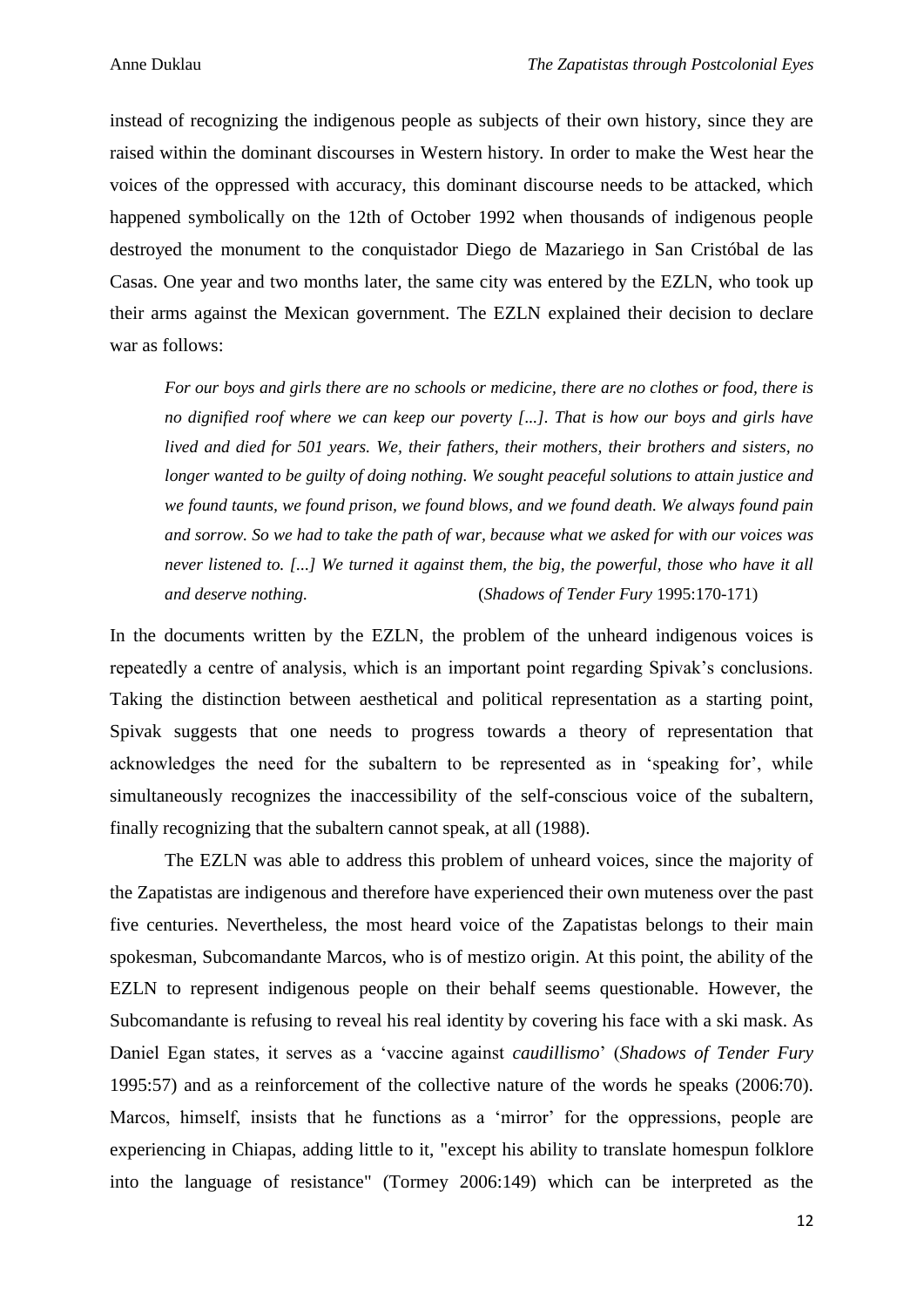instead of recognizing the indigenous people as subjects of their own history, since they are raised within the dominant discourses in Western history. In order to make the West hear the voices of the oppressed with accuracy, this dominant discourse needs to be attacked, which happened symbolically on the 12th of October 1992 when thousands of indigenous people destroyed the monument to the conquistador Diego de Mazariego in San Cristóbal de las Casas. One year and two months later, the same city was entered by the EZLN, who took up their arms against the Mexican government. The EZLN explained their decision to declare war as follows:

> *For our boys and girls there are no schools or medicine, there are no clothes or food, there is no dignified roof where we can keep our poverty [...]. That is how our boys and girls have lived and died for 501 years. We, their fathers, their mothers, their brothers and sisters, no longer wanted to be guilty of doing nothing. We sought peaceful solutions to attain justice and we found taunts, we found prison, we found blows, and we found death. We always found pain and sorrow. So we had to take the path of war, because what we asked for with our voices was never listened to. [...] We turned it against them, the big, the powerful, those who have it all and deserve nothing.* (*Shadows of Tender Fury* 1995:170-171)

In the documents written by the EZLN, the problem of the unheard indigenous voices is repeatedly a centre of analysis, which is an important point regarding Spivak's conclusions. Taking the distinction between aesthetical and political representation as a starting point, Spivak suggests that one needs to progress towards a theory of representation that acknowledges the need for the subaltern to be represented as in 'speaking for', while simultaneously recognizes the inaccessibility of the self-conscious voice of the subaltern, finally recognizing that the subaltern cannot speak, at all (1988).

The EZLN was able to address this problem of unheard voices, since the majority of the Zapatistas are indigenous and therefore have experienced their own muteness over the past five centuries. Nevertheless, the most heard voice of the Zapatistas belongs to their main spokesman, Subcomandante Marcos, who is of mestizo origin. At this point, the ability of the EZLN to represent indigenous people on their behalf seems questionable. However, the Subcomandante is refusing to reveal his real identity by covering his face with a ski mask. As Daniel Egan states, it serves as a 'vaccine against *caudillismo*' (*Shadows of Tender Fury* 1995:57) and as a reinforcement of the collective nature of the words he speaks (2006:70). Marcos, himself, insists that he functions as a 'mirror' for the oppressions, people are experiencing in Chiapas, adding little to it, "except his ability to translate homespun folklore into the language of resistance" (Tormey 2006:149) which can be interpreted as the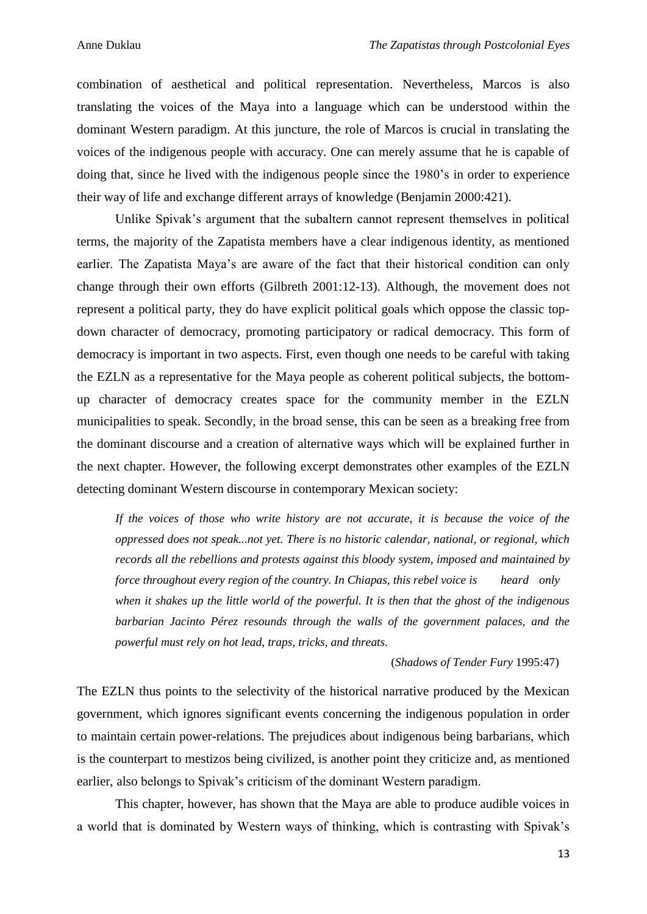combination of aesthetical and political representation. Nevertheless, Marcos is also translating the voices of the Maya into a language which can be understood within the dominant Western paradigm. At this juncture, the role of Marcos is crucial in translating the voices of the indigenous people with accuracy. One can merely assume that he is capable of doing that, since he lived with the indigenous people since the 1980's in order to experience their way of life and exchange different arrays of knowledge (Benjamin 2000:421).

Unlike Spivak's argument that the subaltern cannot represent themselves in political terms, the majority of the Zapatista members have a clear indigenous identity, as mentioned earlier. The Zapatista Maya's are aware of the fact that their historical condition can only change through their own efforts (Gilbreth 2001:12-13). Although, the movement does not represent a political party, they do have explicit political goals which oppose the classic top-down character of democracy, promoting participatory or radical democracy. This form of democracy is important in two aspects. First, even though one needs to be careful with taking the EZLN as a representative for the Maya people as coherent political subjects, the bottom-up character of democracy creates space for the community member in the EZLN municipalities to speak. Secondly, in the broad sense, this can be seen as a breaking free from the dominant discourse and a creation of alternative ways which will be explained further in the next chapter. However, the following excerpt demonstrates other examples of the EZLN detecting dominant Western discourse in contemporary Mexican society:

> *If the voices of those who write history are not accurate, it is because the voice of the oppressed does not speak...not yet. There is no historic calendar, national, or regional, which records all the rebellions and protests against this bloody system, imposed and maintained by force throughout every region of the country. In Chiapas, this rebel voice is heard only when it shakes up the little world of the powerful. It is then that the ghost of the indigenous barbarian Jacinto Pérez resounds through the walls of the government palaces, and the powerful must rely on hot lead, traps, tricks, and threats.*
>
> (*Shadows of Tender Fury* 1995:47)

The EZLN thus points to the selectivity of the historical narrative produced by the Mexican government, which ignores significant events concerning the indigenous population in order to maintain certain power-relations. The prejudices about indigenous being barbarians, which is the counterpart to mestizos being civilized, is another point they criticize and, as mentioned earlier, also belongs to Spivak's criticism of the dominant Western paradigm.

This chapter, however, has shown that the Maya are able to produce audible voices in a world that is dominated by Western ways of thinking, which is contrasting with Spivak's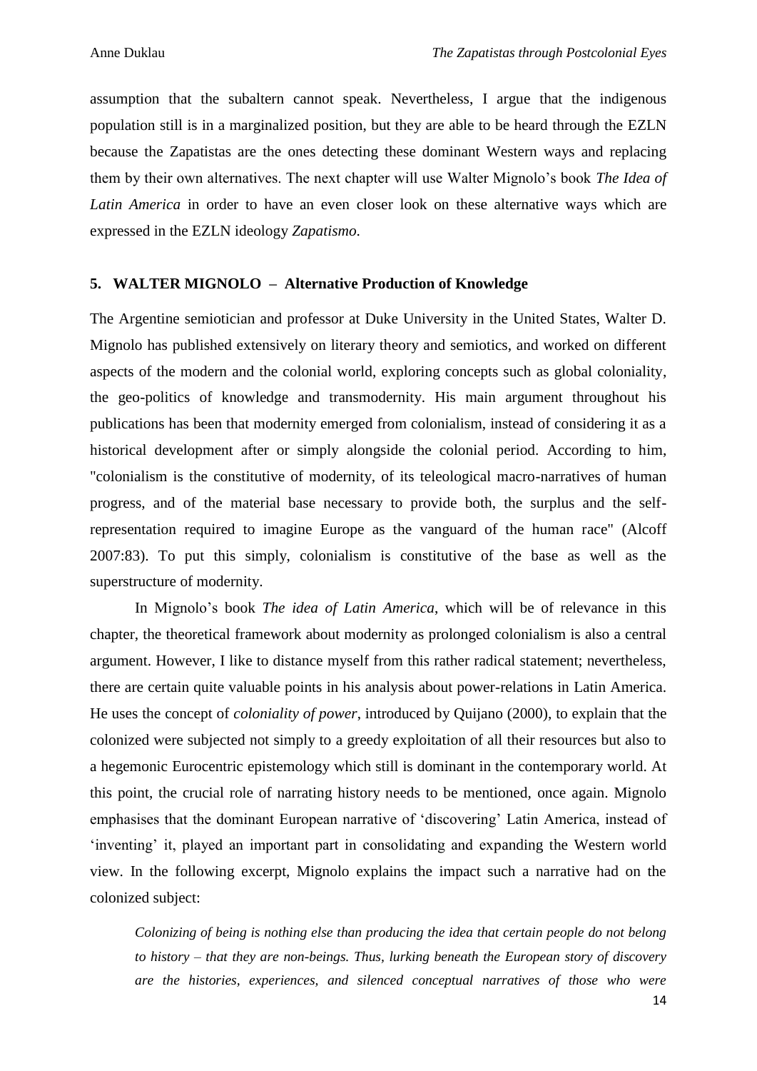assumption that the subaltern cannot speak. Nevertheless, I argue that the indigenous population still is in a marginalized position, but they are able to be heard through the EZLN because the Zapatistas are the ones detecting these dominant Western ways and replacing them by their own alternatives. The next chapter will use Walter Mignolo's book *The Idea of Latin America* in order to have an even closer look on these alternative ways which are expressed in the EZLN ideology *Zapatismo*.

## 5. WALTER MIGNOLO – Alternative Production of Knowledge

The Argentine semiotician and professor at Duke University in the United States, Walter D. Mignolo has published extensively on literary theory and semiotics, and worked on different aspects of the modern and the colonial world, exploring concepts such as global coloniality, the geo-politics of knowledge and transmodernity. His main argument throughout his publications has been that modernity emerged from colonialism, instead of considering it as a historical development after or simply alongside the colonial period. According to him, "colonialism is the constitutive of modernity, of its teleological macro-narratives of human progress, and of the material base necessary to provide both, the surplus and the self-representation required to imagine Europe as the vanguard of the human race" (Alcoff 2007:83). To put this simply, colonialism is constitutive of the base as well as the superstructure of modernity.

In Mignolo's book *The idea of Latin America*, which will be of relevance in this chapter, the theoretical framework about modernity as prolonged colonialism is also a central argument. However, I like to distance myself from this rather radical statement; nevertheless, there are certain quite valuable points in his analysis about power-relations in Latin America. He uses the concept of *coloniality of power*, introduced by Quijano (2000), to explain that the colonized were subjected not simply to a greedy exploitation of all their resources but also to a hegemonic Eurocentric epistemology which still is dominant in the contemporary world. At this point, the crucial role of narrating history needs to be mentioned, once again. Mignolo emphasises that the dominant European narrative of 'discovering' Latin America, instead of 'inventing' it, played an important part in consolidating and expanding the Western world view. In the following excerpt, Mignolo explains the impact such a narrative had on the colonized subject:

> *Colonizing of being is nothing else than producing the idea that certain people do not belong to history – that they are non-beings. Thus, lurking beneath the European story of discovery are the histories, experiences, and silenced conceptual narratives of those who were*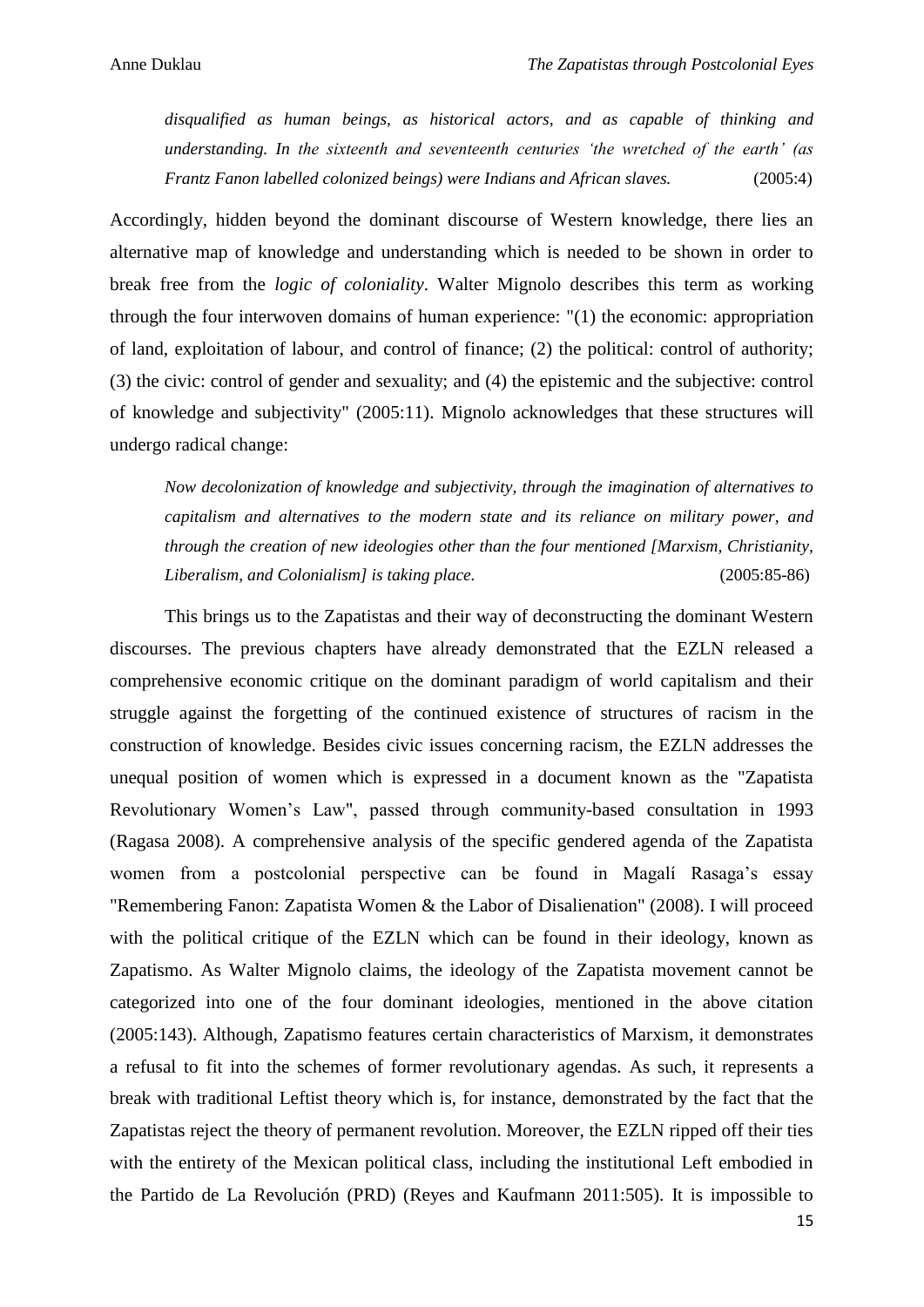> *disqualified as human beings, as historical actors, and as capable of thinking and understanding. In the sixteenth and seventeenth centuries 'the wretched of the earth' (as Frantz Fanon labelled colonized beings) were Indians and African slaves.* (2005:4)

Accordingly, hidden beyond the dominant discourse of Western knowledge, there lies an alternative map of knowledge and understanding which is needed to be shown in order to break free from the *logic of coloniality*. Walter Mignolo describes this term as working through the four interwoven domains of human experience: "(1) the economic: appropriation of land, exploitation of labour, and control of finance; (2) the political: control of authority; (3) the civic: control of gender and sexuality; and (4) the epistemic and the subjective: control of knowledge and subjectivity" (2005:11). Mignolo acknowledges that these structures will undergo radical change:

> *Now decolonization of knowledge and subjectivity, through the imagination of alternatives to capitalism and alternatives to the modern state and its reliance on military power, and through the creation of new ideologies other than the four mentioned [Marxism, Christianity, Liberalism, and Colonialism] is taking place.* (2005:85-86)

This brings us to the Zapatistas and their way of deconstructing the dominant Western discourses. The previous chapters have already demonstrated that the EZLN released a comprehensive economic critique on the dominant paradigm of world capitalism and their struggle against the forgetting of the continued existence of structures of racism in the construction of knowledge. Besides civic issues concerning racism, the EZLN addresses the unequal position of women which is expressed in a document known as the "Zapatista Revolutionary Women's Law", passed through community-based consultation in 1993 (Ragasa 2008). A comprehensive analysis of the specific gendered agenda of the Zapatista women from a postcolonial perspective can be found in Magalí Rasaga's essay "Remembering Fanon: Zapatista Women & the Labor of Disalienation" (2008). I will proceed with the political critique of the EZLN which can be found in their ideology, known as Zapatismo. As Walter Mignolo claims, the ideology of the Zapatista movement cannot be categorized into one of the four dominant ideologies, mentioned in the above citation (2005:143). Although, Zapatismo features certain characteristics of Marxism, it demonstrates a refusal to fit into the schemes of former revolutionary agendas. As such, it represents a break with traditional Leftist theory which is, for instance, demonstrated by the fact that the Zapatistas reject the theory of permanent revolution. Moreover, the EZLN ripped off their ties with the entirety of the Mexican political class, including the institutional Left embodied in the Partido de La Revolución (PRD) (Reyes and Kaufmann 2011:505). It is impossible to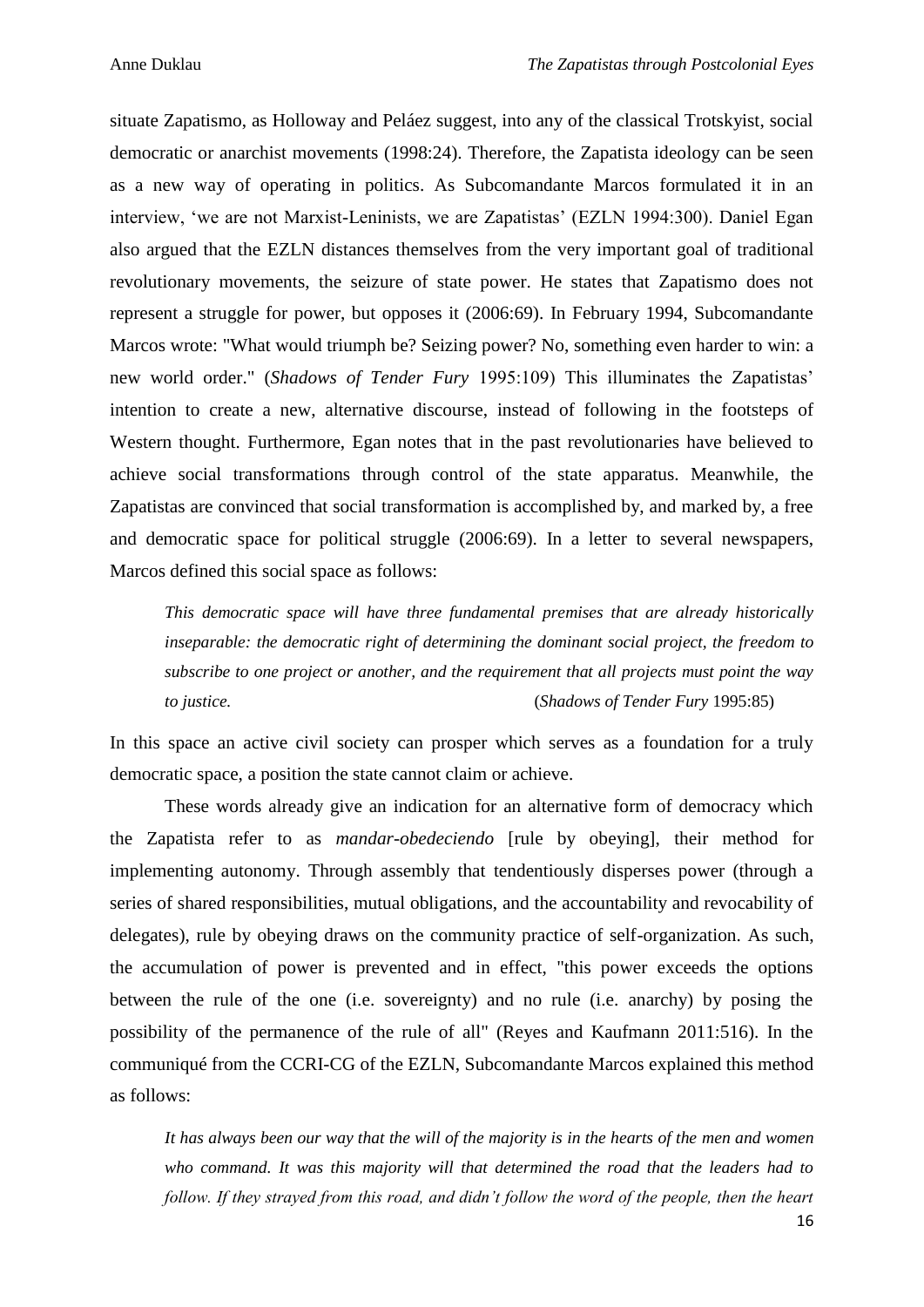situate Zapatismo, as Holloway and Peláez suggest, into any of the classical Trotskyist, social democratic or anarchist movements (1998:24). Therefore, the Zapatista ideology can be seen as a new way of operating in politics. As Subcomandante Marcos formulated it in an interview, 'we are not Marxist-Leninists, we are Zapatistas' (EZLN 1994:300). Daniel Egan also argued that the EZLN distances themselves from the very important goal of traditional revolutionary movements, the seizure of state power. He states that Zapatismo does not represent a struggle for power, but opposes it (2006:69). In February 1994, Subcomandante Marcos wrote: "What would triumph be? Seizing power? No, something even harder to win: a new world order." (*Shadows of Tender Fury* 1995:109) This illuminates the Zapatistas' intention to create a new, alternative discourse, instead of following in the footsteps of Western thought. Furthermore, Egan notes that in the past revolutionaries have believed to achieve social transformations through control of the state apparatus. Meanwhile, the Zapatistas are convinced that social transformation is accomplished by, and marked by, a free and democratic space for political struggle (2006:69). In a letter to several newspapers, Marcos defined this social space as follows:

> *This democratic space will have three fundamental premises that are already historically inseparable: the democratic right of determining the dominant social project, the freedom to subscribe to one project or another, and the requirement that all projects must point the way to justice.* (*Shadows of Tender Fury* 1995:85)

In this space an active civil society can prosper which serves as a foundation for a truly democratic space, a position the state cannot claim or achieve.

These words already give an indication for an alternative form of democracy which the Zapatista refer to as *mandar-obedeciendo* [rule by obeying], their method for implementing autonomy. Through assembly that tendentiously disperses power (through a series of shared responsibilities, mutual obligations, and the accountability and revocability of delegates), rule by obeying draws on the community practice of self-organization. As such, the accumulation of power is prevented and in effect, "this power exceeds the options between the rule of the one (i.e. sovereignty) and no rule (i.e. anarchy) by posing the possibility of the permanence of the rule of all" (Reyes and Kaufmann 2011:516). In the communiqué from the CCRI-CG of the EZLN, Subcomandante Marcos explained this method as follows:

> *It has always been our way that the will of the majority is in the hearts of the men and women who command. It was this majority will that determined the road that the leaders had to follow. If they strayed from this road, and didn't follow the word of the people, then the heart*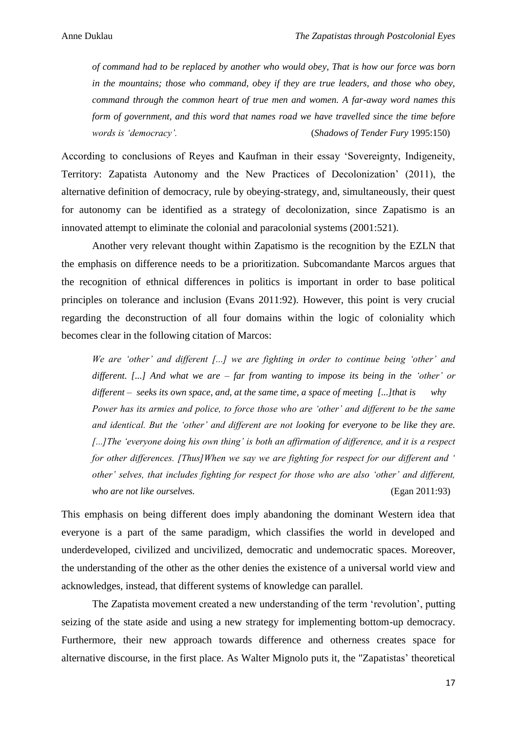*of command had to be replaced by another who would obey, That is how our force was born in the mountains; those who command, obey if they are true leaders, and those who obey, command through the common heart of true men and women. A far-away word names this form of government, and this word that names road we have travelled since the time before words is 'democracy'.* (*Shadows of Tender Fury* 1995:150)

According to conclusions of Reyes and Kaufman in their essay 'Sovereignty, Indigeneity, Territory: Zapatista Autonomy and the New Practices of Decolonization' (2011), the alternative definition of democracy, rule by obeying-strategy, and, simultaneously, their quest for autonomy can be identified as a strategy of decolonization, since Zapatismo is an innovated attempt to eliminate the colonial and paracolonial systems (2001:521).

Another very relevant thought within Zapatismo is the recognition by the EZLN that the emphasis on difference needs to be a prioritization. Subcomandante Marcos argues that the recognition of ethnical differences in politics is important in order to base political principles on tolerance and inclusion (Evans 2011:92). However, this point is very crucial regarding the deconstruction of all four domains within the logic of coloniality which becomes clear in the following citation of Marcos:

*We are 'other' and different [...] we are fighting in order to continue being 'other' and different. [...] And what we are – far from wanting to impose its being in the 'other' or different – seeks its own space, and, at the same time, a space of meeting [...]that is why Power has its armies and police, to force those who are 'other' and different to be the same and identical. But the 'other' and different are not looking for everyone to be like they are. [...]The 'everyone doing his own thing' is both an affirmation of difference, and it is a respect for other differences. [Thus]When we say we are fighting for respect for our different and 'other' selves, that includes fighting for respect for those who are also 'other' and different, who are not like ourselves.* (Egan 2011:93)

This emphasis on being different does imply abandoning the dominant Western idea that everyone is a part of the same paradigm, which classifies the world in developed and underdeveloped, civilized and uncivilized, democratic and undemocratic spaces. Moreover, the understanding of the other as the other denies the existence of a universal world view and acknowledges, instead, that different systems of knowledge can parallel.

The Zapatista movement created a new understanding of the term 'revolution', putting seizing of the state aside and using a new strategy for implementing bottom-up democracy. Furthermore, their new approach towards difference and otherness creates space for alternative discourse, in the first place. As Walter Mignolo puts it, the "Zapatistas' theoretical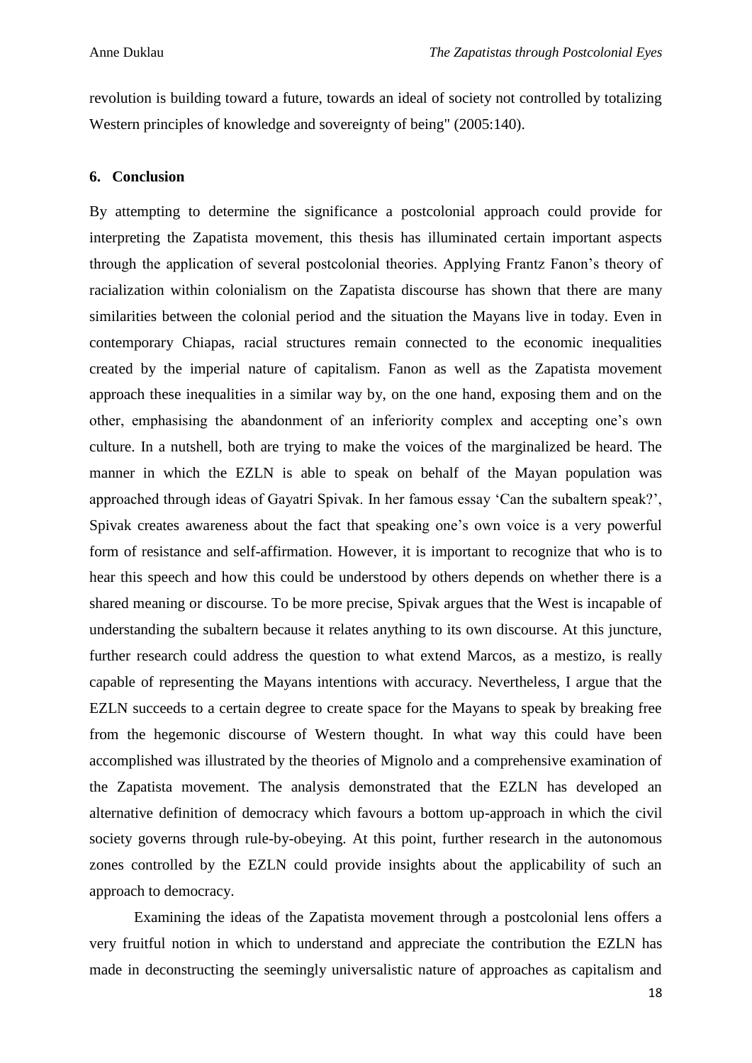revolution is building toward a future, towards an ideal of society not controlled by totalizing Western principles of knowledge and sovereignty of being" (2005:140).

## 6. Conclusion

By attempting to determine the significance a postcolonial approach could provide for interpreting the Zapatista movement, this thesis has illuminated certain important aspects through the application of several postcolonial theories. Applying Frantz Fanon's theory of racialization within colonialism on the Zapatista discourse has shown that there are many similarities between the colonial period and the situation the Mayans live in today. Even in contemporary Chiapas, racial structures remain connected to the economic inequalities created by the imperial nature of capitalism. Fanon as well as the Zapatista movement approach these inequalities in a similar way by, on the one hand, exposing them and on the other, emphasising the abandonment of an inferiority complex and accepting one's own culture. In a nutshell, both are trying to make the voices of the marginalized be heard. The manner in which the EZLN is able to speak on behalf of the Mayan population was approached through ideas of Gayatri Spivak. In her famous essay 'Can the subaltern speak?', Spivak creates awareness about the fact that speaking one's own voice is a very powerful form of resistance and self-affirmation. However, it is important to recognize that who is to hear this speech and how this could be understood by others depends on whether there is a shared meaning or discourse. To be more precise, Spivak argues that the West is incapable of understanding the subaltern because it relates anything to its own discourse. At this juncture, further research could address the question to what extend Marcos, as a mestizo, is really capable of representing the Mayans intentions with accuracy. Nevertheless, I argue that the EZLN succeeds to a certain degree to create space for the Mayans to speak by breaking free from the hegemonic discourse of Western thought. In what way this could have been accomplished was illustrated by the theories of Mignolo and a comprehensive examination of the Zapatista movement. The analysis demonstrated that the EZLN has developed an alternative definition of democracy which favours a bottom up-approach in which the civil society governs through rule-by-obeying. At this point, further research in the autonomous zones controlled by the EZLN could provide insights about the applicability of such an approach to democracy.

Examining the ideas of the Zapatista movement through a postcolonial lens offers a very fruitful notion in which to understand and appreciate the contribution the EZLN has made in deconstructing the seemingly universalistic nature of approaches as capitalism and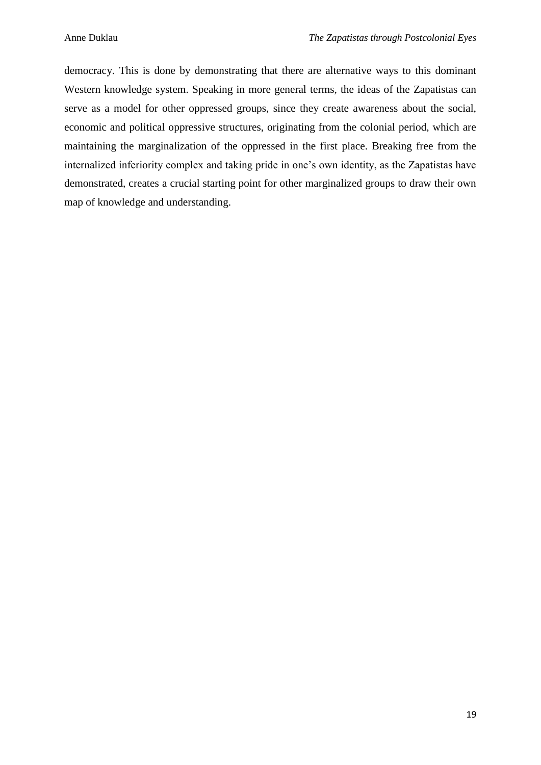democracy. This is done by demonstrating that there are alternative ways to this dominant Western knowledge system. Speaking in more general terms, the ideas of the Zapatistas can serve as a model for other oppressed groups, since they create awareness about the social, economic and political oppressive structures, originating from the colonial period, which are maintaining the marginalization of the oppressed in the first place. Breaking free from the internalized inferiority complex and taking pride in one's own identity, as the Zapatistas have demonstrated, creates a crucial starting point for other marginalized groups to draw their own map of knowledge and understanding.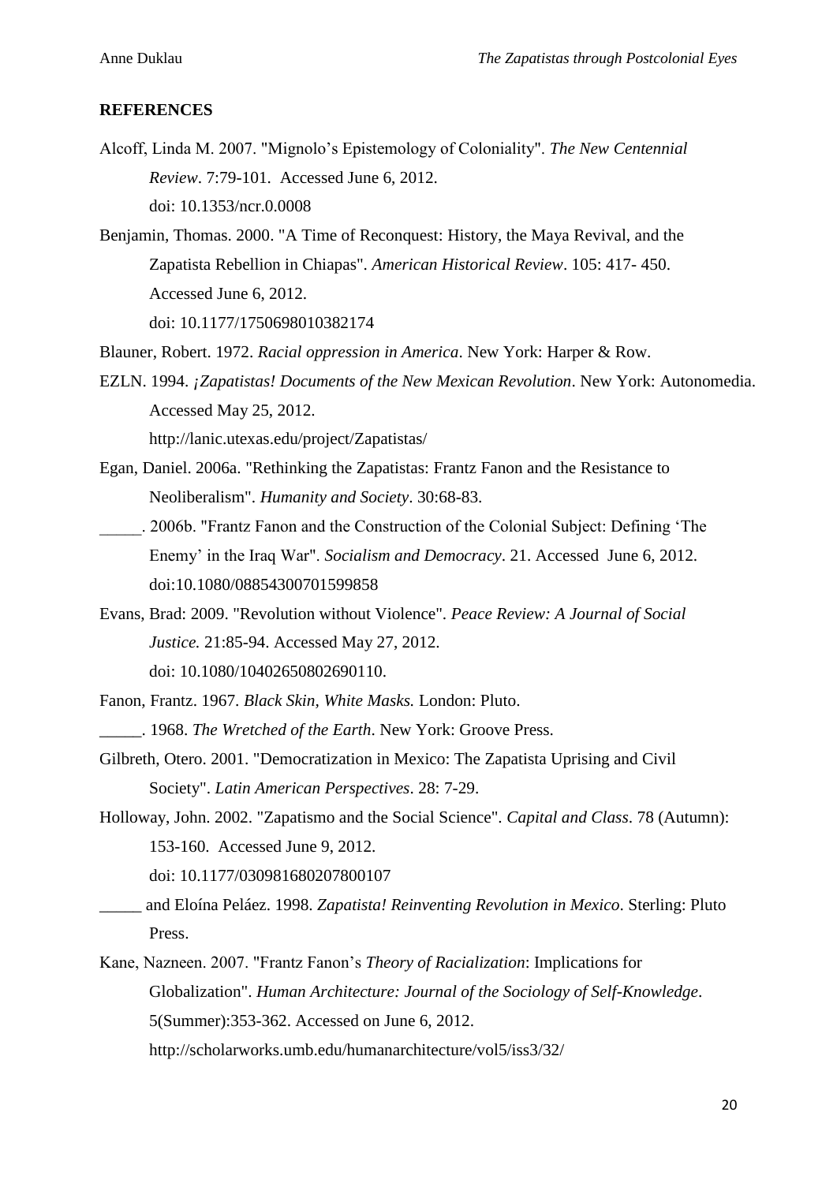**REFERENCES**

Alcoff, Linda M. 2007. "Mignolo's Epistemology of Coloniality". *The New Centennial Review*. 7:79-101. Accessed June 6, 2012. doi: 10.1353/ncr.0.0008

Benjamin, Thomas. 2000. "A Time of Reconquest: History, the Maya Revival, and the Zapatista Rebellion in Chiapas". *American Historical Review*. 105: 417- 450. Accessed June 6, 2012. doi: 10.1177/1750698010382174

Blauner, Robert. 1972. *Racial oppression in America*. New York: Harper & Row.

EZLN. 1994. *¡Zapatistas! Documents of the New Mexican Revolution*. New York: Autonomedia. Accessed May 25, 2012. http://lanic.utexas.edu/project/Zapatistas/

Egan, Daniel. 2006a. "Rethinking the Zapatistas: Frantz Fanon and the Resistance to Neoliberalism". *Humanity and Society*. 30:68-83.

_____. 2006b. "Frantz Fanon and the Construction of the Colonial Subject: Defining 'The Enemy' in the Iraq War". *Socialism and Democracy*. 21. Accessed June 6, 2012. doi:10.1080/08854300701599858

Evans, Brad: 2009. "Revolution without Violence". *Peace Review: A Journal of Social Justice.* 21:85-94. Accessed May 27, 2012. doi: 10.1080/10402650802690110.

Fanon, Frantz. 1967. *Black Skin, White Masks.* London: Pluto.

_____. 1968. *The Wretched of the Earth*. New York: Groove Press.

Gilbreth, Otero. 2001. "Democratization in Mexico: The Zapatista Uprising and Civil Society". *Latin American Perspectives*. 28: 7-29.

Holloway, John. 2002. "Zapatismo and the Social Science". *Capital and Class*. 78 (Autumn): 153-160. Accessed June 9, 2012. doi: 10.1177/030981680207800107

_____ and Eloína Peláez. 1998. *Zapatista! Reinventing Revolution in Mexico*. Sterling: Pluto Press.

Kane, Nazneen. 2007. "Frantz Fanon's *Theory of Racialization*: Implications for Globalization". *Human Architecture: Journal of the Sociology of Self-Knowledge*. 5(Summer):353-362. Accessed on June 6, 2012. http://scholarworks.umb.edu/humanarchitecture/vol5/iss3/32/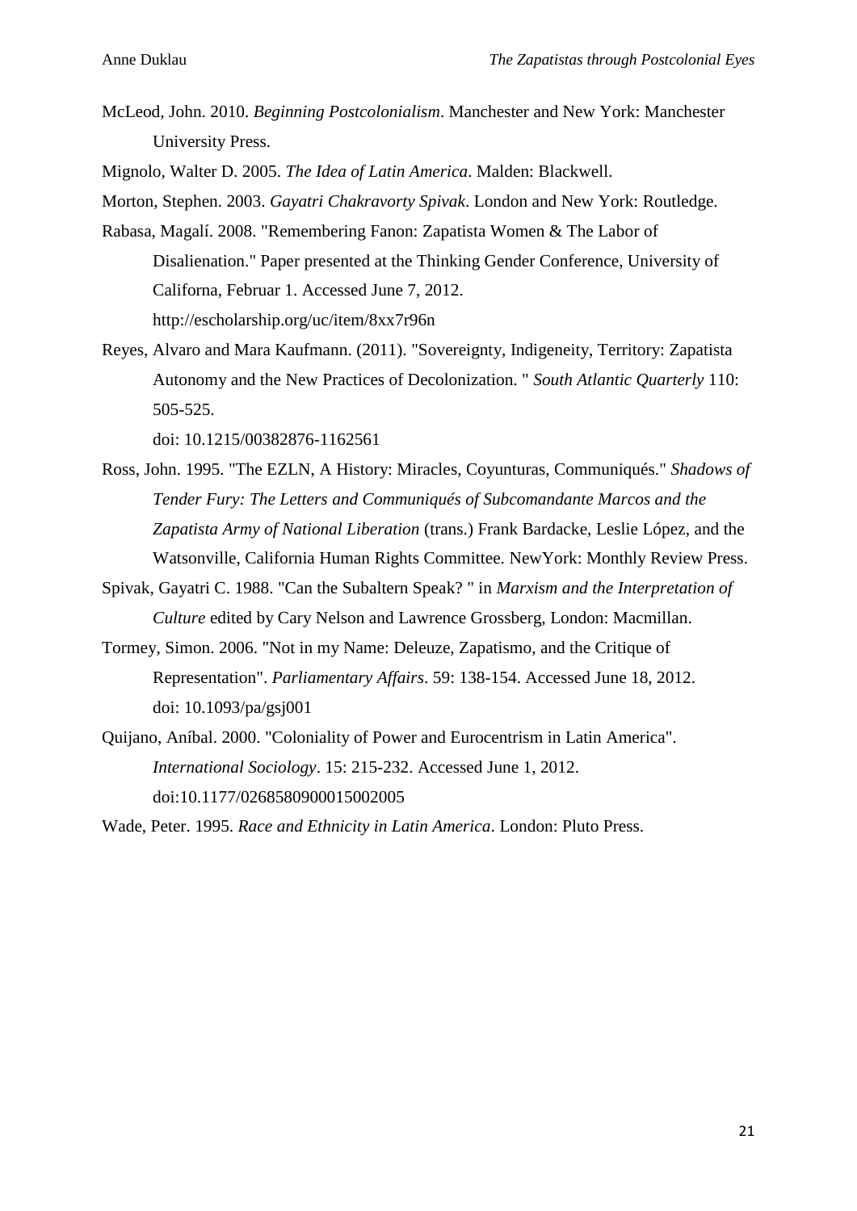McLeod, John. 2010. *Beginning Postcolonialism*. Manchester and New York: Manchester University Press.

Mignolo, Walter D. 2005. *The Idea of Latin America*. Malden: Blackwell.

Morton, Stephen. 2003. *Gayatri Chakravorty Spivak*. London and New York: Routledge.

Rabasa, Magalí. 2008. "Remembering Fanon: Zapatista Women & The Labor of Disalienation." Paper presented at the Thinking Gender Conference, University of Californa, Februar 1. Accessed June 7, 2012. http://escholarship.org/uc/item/8xx7r96n

Reyes, Alvaro and Mara Kaufmann. (2011). "Sovereignty, Indigeneity, Territory: Zapatista Autonomy and the New Practices of Decolonization. " *South Atlantic Quarterly* 110: 505-525.
doi: 10.1215/00382876-1162561

Ross, John. 1995. "The EZLN, A History: Miracles, Coyunturas, Communiqués." *Shadows of Tender Fury: The Letters and Communiqués of Subcomandante Marcos and the Zapatista Army of National Liberation* (trans.) Frank Bardacke, Leslie López, and the Watsonville, California Human Rights Committee. NewYork: Monthly Review Press.

Spivak, Gayatri C. 1988. "Can the Subaltern Speak? " in *Marxism and the Interpretation of Culture* edited by Cary Nelson and Lawrence Grossberg, London: Macmillan.

Tormey, Simon. 2006. "Not in my Name: Deleuze, Zapatismo, and the Critique of Representation". *Parliamentary Affairs*. 59: 138-154. Accessed June 18, 2012. doi: 10.1093/pa/gsj001

Quijano, Aníbal. 2000. "Coloniality of Power and Eurocentrism in Latin America". *International Sociology*. 15: 215-232. Accessed June 1, 2012. doi:10.1177/0268580900015002005

Wade, Peter. 1995. *Race and Ethnicity in Latin America*. London: Pluto Press.